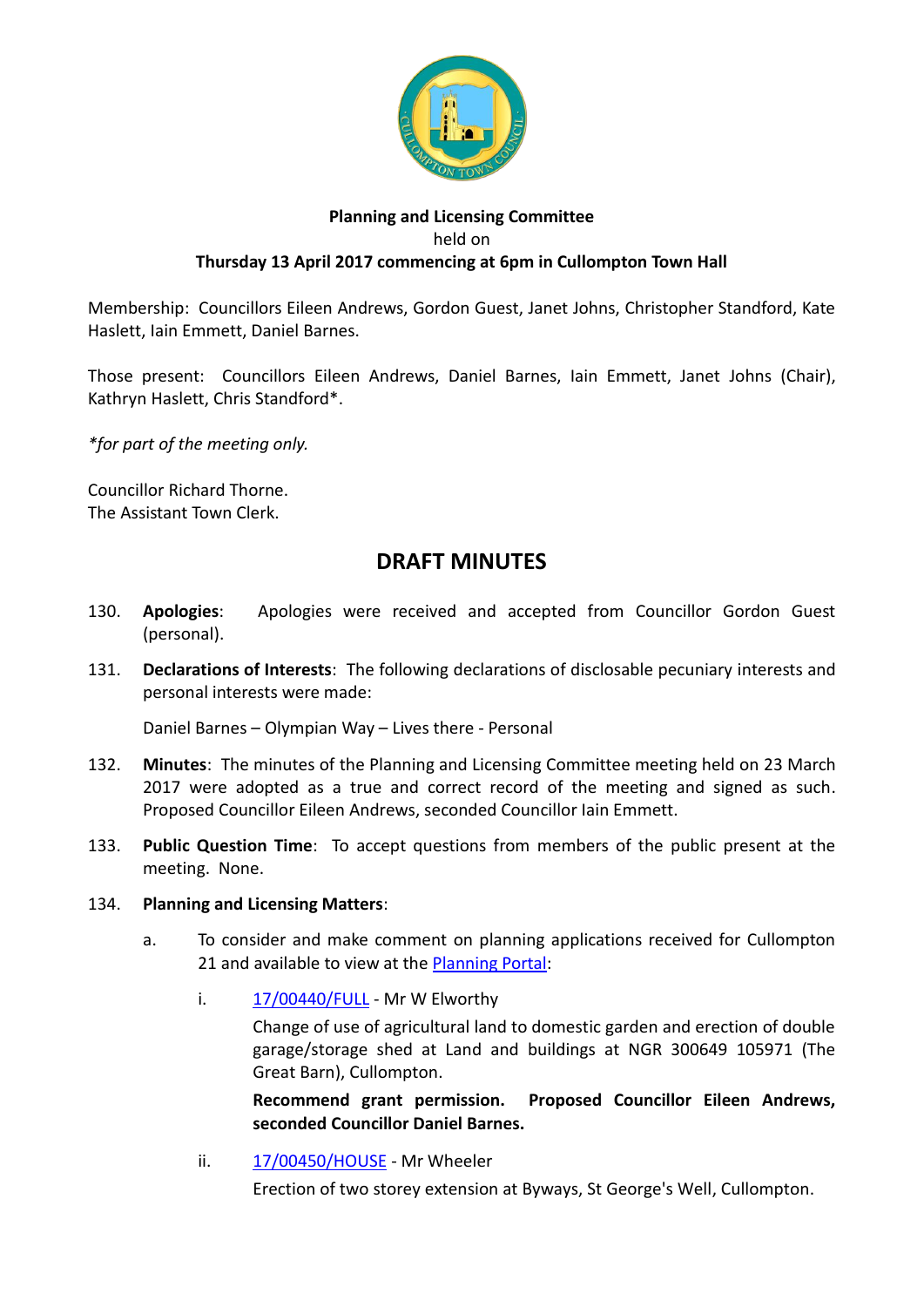**Planning and Licensing Committee**
held on
**Thursday 13 April 2017 commencing at 6pm in Cullompton Town Hall**

Membership: Councillors Eileen Andrews, Gordon Guest, Janet Johns, Christopher Standford, Kate Haslett, Iain Emmett, Daniel Barnes.

Those present: Councillors Eileen Andrews, Daniel Barnes, Iain Emmett, Janet Johns (Chair), Kathryn Haslett, Chris Standford*.

*\*for part of the meeting only.*

Councillor Richard Thorne.
The Assistant Town Clerk.

# DRAFT MINUTES

130. **Apologies**: Apologies were received and accepted from Councillor Gordon Guest (personal).

131. **Declarations of Interests**: The following declarations of disclosable pecuniary interests and personal interests were made:

     Daniel Barnes – Olympian Way – Lives there - Personal

132. **Minutes**: The minutes of the Planning and Licensing Committee meeting held on 23 March 2017 were adopted as a true and correct record of the meeting and signed as such. Proposed Councillor Eileen Andrews, seconded Councillor Iain Emmett.

133. **Public Question Time**: To accept questions from members of the public present at the meeting. None.

134. **Planning and Licensing Matters**:

     a. To consider and make comment on planning applications received for Cullompton 21 and available to view at the Planning Portal:

        i. 17/00440/FULL - Mr W Elworthy

           Change of use of agricultural land to domestic garden and erection of double garage/storage shed at Land and buildings at NGR 300649 105971 (The Great Barn), Cullompton.

           **Recommend grant permission. Proposed Councillor Eileen Andrews, seconded Councillor Daniel Barnes.**

        ii. 17/00450/HOUSE - Mr Wheeler

            Erection of two storey extension at Byways, St George's Well, Cullompton.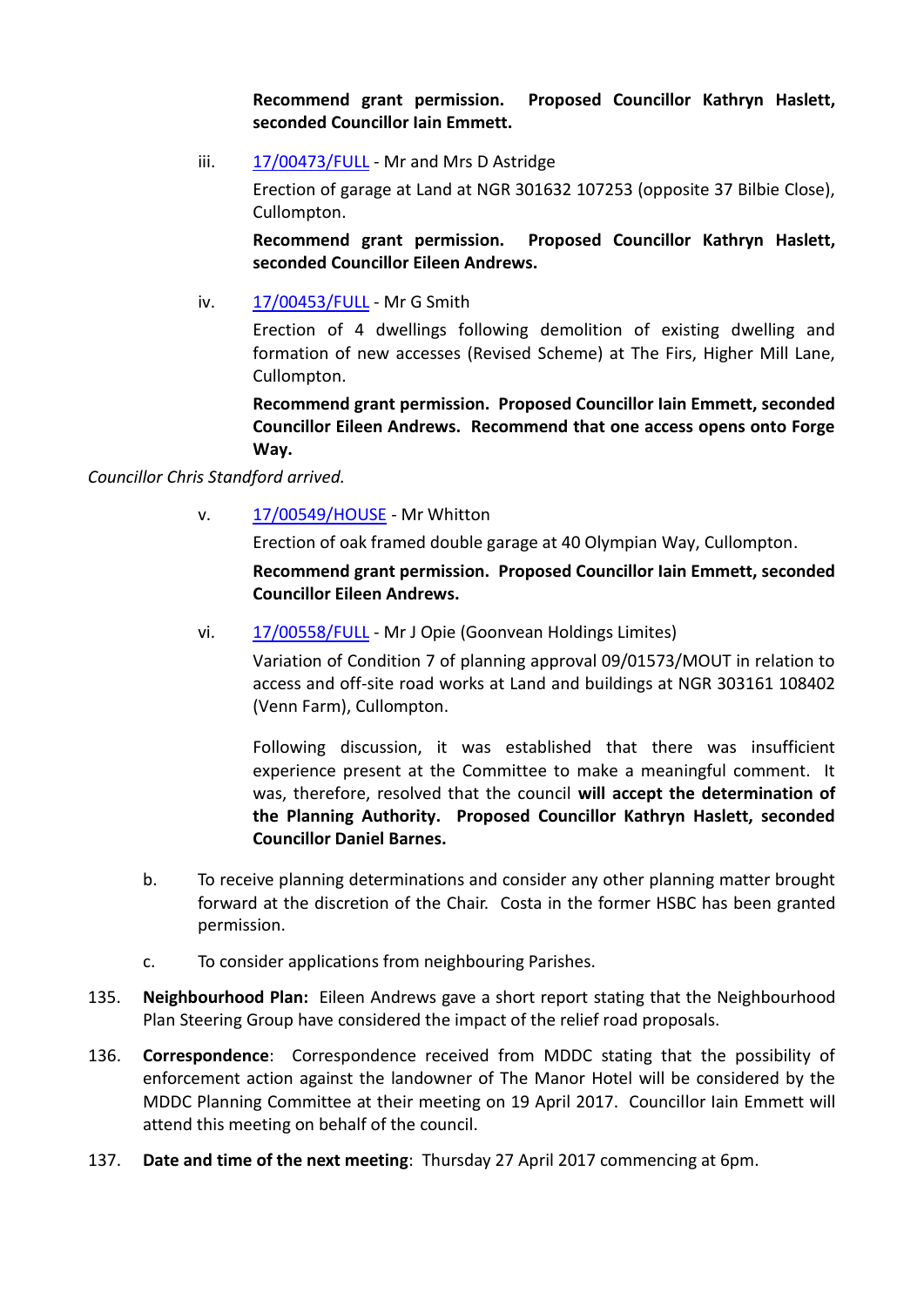**Recommend grant permission. Proposed Councillor Kathryn Haslett, seconded Councillor Iain Emmett.**

iii. [17/00473/FULL]() - Mr and Mrs D Astridge

Erection of garage at Land at NGR 301632 107253 (opposite 37 Bilbie Close), Cullompton.

**Recommend grant permission. Proposed Councillor Kathryn Haslett, seconded Councillor Eileen Andrews.**

iv. [17/00453/FULL]() - Mr G Smith

Erection of 4 dwellings following demolition of existing dwelling and formation of new accesses (Revised Scheme) at The Firs, Higher Mill Lane, Cullompton.

**Recommend grant permission. Proposed Councillor Iain Emmett, seconded Councillor Eileen Andrews. Recommend that one access opens onto Forge Way.**

*Councillor Chris Standford arrived.*

v. [17/00549/HOUSE]() - Mr Whitton

Erection of oak framed double garage at 40 Olympian Way, Cullompton.

**Recommend grant permission. Proposed Councillor Iain Emmett, seconded Councillor Eileen Andrews.**

vi. [17/00558/FULL]() - Mr J Opie (Goonvean Holdings Limites)

Variation of Condition 7 of planning approval 09/01573/MOUT in relation to access and off-site road works at Land and buildings at NGR 303161 108402 (Venn Farm), Cullompton.

Following discussion, it was established that there was insufficient experience present at the Committee to make a meaningful comment. It was, therefore, resolved that the council **will accept the determination of the Planning Authority. Proposed Councillor Kathryn Haslett, seconded Councillor Daniel Barnes.**

b. To receive planning determinations and consider any other planning matter brought forward at the discretion of the Chair. Costa in the former HSBC has been granted permission.

c. To consider applications from neighbouring Parishes.

135. **Neighbourhood Plan:** Eileen Andrews gave a short report stating that the Neighbourhood Plan Steering Group have considered the impact of the relief road proposals.

136. **Correspondence**: Correspondence received from MDDC stating that the possibility of enforcement action against the landowner of The Manor Hotel will be considered by the MDDC Planning Committee at their meeting on 19 April 2017. Councillor Iain Emmett will attend this meeting on behalf of the council.

137. **Date and time of the next meeting**: Thursday 27 April 2017 commencing at 6pm.